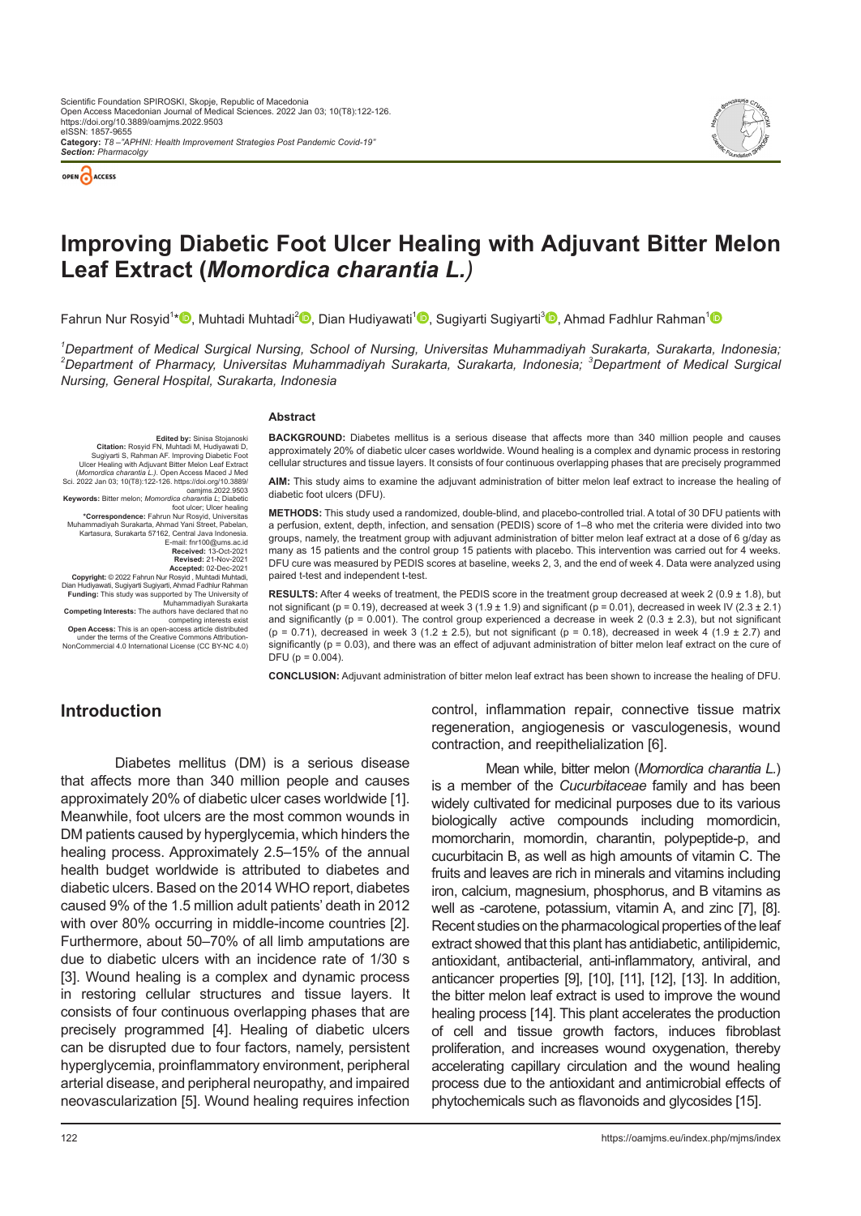# Improving Diabetic Foot Ulcer Healing with Adjuvant Bitter Melon Leaf Extract (*Momordica charantia L.*)

Fahrun Nur Rosyid[1*], Muhtadi Muhtadi[2], Dian Hudiyawati[1], Sugiyarti Sugiyarti[3], Ahmad Fadhlur Rahman[1]

[1]*Department of Medical Surgical Nursing, School of Nursing, Universitas Muhammadiyah Surakarta, Surakarta, Indonesia;* [2]*Department of Pharmacy, Universitas Muhammadiyah Surakarta, Surakarta, Indonesia;* [3]*Department of Medical Surgical Nursing, General Hospital, Surakarta, Indonesia*

**Edited by:** Sinisa Stojanoski
**Citation:** Rosyid FN, Muhtadi M, Hudiyawati D, Sugiyarti S, Rahman AF. Improving Diabetic Foot Ulcer Healing with Adjuvant Bitter Melon Leaf Extract (*Momordica charantia L.)*. Open Access Maced J Med Sci. 2022 Jan 03; 10(T8):122-126. https://doi.org/10.3889/oamjms.2022.9503
**Keywords:** Bitter melon; *Momordica charantia L;* Diabetic foot ulcer; Ulcer healing
***Correspondence:** Fahrun Nur Rosyid, Universitas Muhammadiyah Surakarta, Ahmad Yani Street, Pabelan, Kartasura, Surakarta 57162, Central Java Indonesia. E-mail: fnr100@ums.ac.id
**Received:** 13-Oct-2021
**Revised:** 21-Nov-2021
**Accepted:** 02-Dec-2021
**Copyright:** © 2022 Fahrun Nur Rosyid , Muhtadi Muhtadi, Dian Hudiyawati, Sugiyarti Sugiyarti, Ahmad Fadhlur Rahman
**Funding:** This study was supported by The University of Muhammadiyah Surakarta
**Competing Interests:** The authors have declared that no competing interests exist
**Open Access:** This is an open-access article distributed under the terms of the Creative Commons Attribution-NonCommercial 4.0 International License (CC BY-NC 4.0)

## Abstract

**BACKGROUND:** Diabetes mellitus is a serious disease that affects more than 340 million people and causes approximately 20% of diabetic ulcer cases worldwide. Wound healing is a complex and dynamic process in restoring cellular structures and tissue layers. It consists of four continuous overlapping phases that are precisely programmed

**AIM:** This study aims to examine the adjuvant administration of bitter melon leaf extract to increase the healing of diabetic foot ulcers (DFU).

**METHODS:** This study used a randomized, double-blind, and placebo-controlled trial. A total of 30 DFU patients with a perfusion, extent, depth, infection, and sensation (PEDIS) score of 1–8 who met the criteria were divided into two groups, namely, the treatment group with adjuvant administration of bitter melon leaf extract at a dose of 6 g/day as many as 15 patients and the control group 15 patients with placebo. This intervention was carried out for 4 weeks. DFU cure was measured by PEDIS scores at baseline, weeks 2, 3, and the end of week 4. Data were analyzed using paired t-test and independent t-test.

**RESULTS:** After 4 weeks of treatment, the PEDIS score in the treatment group decreased at week 2 (0.9 ± 1.8), but not significant ($p = 0.19$), decreased at week 3 (1.9 ± 1.9) and significant ($p = 0.01$), decreased in week IV (2.3 ± 2.1) and significantly ($p = 0.001$). The control group experienced a decrease in week 2 (0.3 ± 2.3), but not significant ($p = 0.71$), decreased in week 3 (1.2 ± 2.5), but not significant ($p = 0.18$), decreased in week 4 (1.9 ± 2.7) and significantly ($p = 0.03$), and there was an effect of adjuvant administration of bitter melon leaf extract on the cure of DFU ($p = 0.004$).

**CONCLUSION:** Adjuvant administration of bitter melon leaf extract has been shown to increase the healing of DFU.

## Introduction

Diabetes mellitus (DM) is a serious disease that affects more than 340 million people and causes approximately 20% of diabetic ulcer cases worldwide [1]. Meanwhile, foot ulcers are the most common wounds in DM patients caused by hyperglycemia, which hinders the healing process. Approximately 2.5–15% of the annual health budget worldwide is attributed to diabetes and diabetic ulcers. Based on the 2014 WHO report, diabetes caused 9% of the 1.5 million adult patients' death in 2012 with over 80% occurring in middle-income countries [2]. Furthermore, about 50–70% of all limb amputations are due to diabetic ulcers with an incidence rate of 1/30 s [3]. Wound healing is a complex and dynamic process in restoring cellular structures and tissue layers. It consists of four continuous overlapping phases that are precisely programmed [4]. Healing of diabetic ulcers can be disrupted due to four factors, namely, persistent hyperglycemia, proinflammatory environment, peripheral arterial disease, and peripheral neuropathy, and impaired neovascularization [5]. Wound healing requires infection control, inflammation repair, connective tissue matrix regeneration, angiogenesis or vasculogenesis, wound contraction, and reepithelialization [6].

Mean while, bitter melon (*Momordica charantia L.*) is a member of the *Cucurbitaceae* family and has been widely cultivated for medicinal purposes due to its various biologically active compounds including momordicin, momorcharin, momordin, charantin, polypeptide-p, and cucurbitacin B, as well as high amounts of vitamin C. The fruits and leaves are rich in minerals and vitamins including iron, calcium, magnesium, phosphorus, and B vitamins as well as -carotene, potassium, vitamin A, and zinc [7], [8]. Recent studies on the pharmacological properties of the leaf extract showed that this plant has antidiabetic, antilipidemic, antioxidant, antibacterial, anti-inflammatory, antiviral, and anticancer properties [9], [10], [11], [12], [13]. In addition, the bitter melon leaf extract is used to improve the wound healing process [14]. This plant accelerates the production of cell and tissue growth factors, induces fibroblast proliferation, and increases wound oxygenation, thereby accelerating capillary circulation and the wound healing process due to the antioxidant and antimicrobial effects of phytochemicals such as flavonoids and glycosides [15].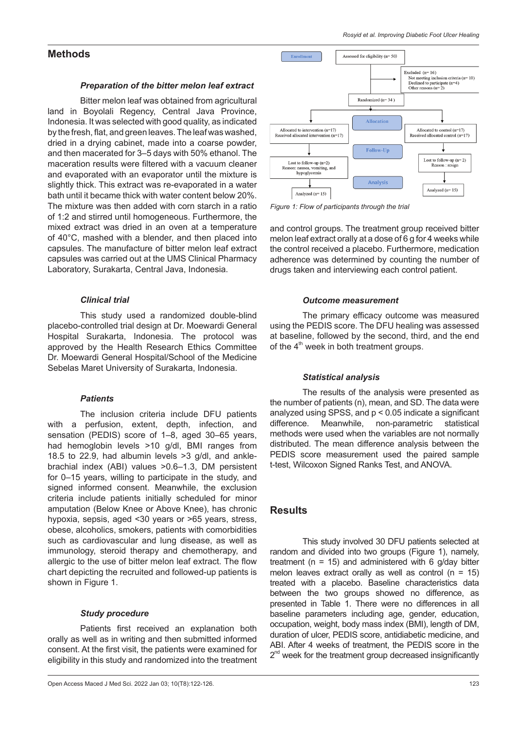## Methods

### *Preparation of the bitter melon leaf extract*

Bitter melon leaf was obtained from agricultural land in Boyolali Regency, Central Java Province, Indonesia. It was selected with good quality, as indicated by the fresh, flat, and green leaves. The leaf was washed, dried in a drying cabinet, made into a coarse powder, and then macerated for 3–5 days with 50% ethanol. The maceration results were filtered with a vacuum cleaner and evaporated with an evaporator until the mixture is slightly thick. This extract was re-evaporated in a water bath until it became thick with water content below 20%. The mixture was then added with corn starch in a ratio of 1:2 and stirred until homogeneous. Furthermore, the mixed extract was dried in an oven at a temperature of 40°C, mashed with a blender, and then placed into capsules. The manufacture of bitter melon leaf extract capsules was carried out at the UMS Clinical Pharmacy Laboratory, Surakarta, Central Java, Indonesia.

### *Clinical trial*

This study used a randomized double-blind placebo-controlled trial design at Dr. Moewardi General Hospital Surakarta, Indonesia. The protocol was approved by the Health Research Ethics Committee Dr. Moewardi General Hospital/School of the Medicine Sebelas Maret University of Surakarta, Indonesia.

### *Patients*

The inclusion criteria include DFU patients with a perfusion, extent, depth, infection, and sensation (PEDIS) score of 1–8, aged 30–65 years, had hemoglobin levels >10 g/dl, BMI ranges from 18.5 to 22.9, had albumin levels >3 g/dl, and ankle-brachial index (ABI) values >0.6–1.3, DM persistent for 0–15 years, willing to participate in the study, and signed informed consent. Meanwhile, the exclusion criteria include patients initially scheduled for minor amputation (Below Knee or Above Knee), has chronic hypoxia, sepsis, aged <30 years or >65 years, stress, obese, alcoholics, smokers, patients with comorbidities such as cardiovascular and lung disease, as well as immunology, steroid therapy and chemotherapy, and allergic to the use of bitter melon leaf extract. The flow chart depicting the recruited and followed-up patients is shown in Figure 1.

### *Study procedure*

Patients first received an explanation both orally as well as in writing and then submitted informed consent. At the first visit, the patients were examined for eligibility in this study and randomized into the treatment and control groups. The treatment group received bitter melon leaf extract orally at a dose of 6 g for 4 weeks while the control received a placebo. Furthermore, medication adherence was determined by counting the number of drugs taken and interviewing each control patient.

Enrollment: Assessed for eligibility (n= 50)

Excluded (n= 16)
- Not meeting inclusion criteria (n= 10)
- Declined to participate (n=4)
- Other reasons (n= 2)

Randomized (n= 34)

Allocation:
- Allocated to intervention (n=17); Received allocated intervention (n=17)
- Allocated to control (n=17); Received allocated control (n=17)

Follow-Up:
- Lost to follow-up (n=2); Reason: nausea, vomiting, and hypoglycemia
- Lost to follow-up (n= 2); Reason : resign

Analysis:
- Analyzed (n= 15)
- Analyzed (n= 15)

*Figure 1: Flow of participants through the trial*

### *Outcome measurement*

The primary efficacy outcome was measured using the PEDIS score. The DFU healing was assessed at baseline, followed by the second, third, and the end of the 4th week in both treatment groups.

### *Statistical analysis*

The results of the analysis were presented as the number of patients (n), mean, and SD. The data were analyzed using SPSS, and $p < 0.05$ indicate a significant difference. Meanwhile, non-parametric statistical methods were used when the variables are not normally distributed. The mean difference analysis between the PEDIS score measurement used the paired sample t-test, Wilcoxon Signed Ranks Test, and ANOVA.

## Results

This study involved 30 DFU patients selected at random and divided into two groups (Figure 1), namely, treatment (n = 15) and administered with 6 g/day bitter melon leaves extract orally as well as control (n = 15) treated with a placebo. Baseline characteristics data between the two groups showed no difference, as presented in Table 1. There were no differences in all baseline parameters including age, gender, education, occupation, weight, body mass index (BMI), length of DM, duration of ulcer, PEDIS score, antidiabetic medicine, and ABI. After 4 weeks of treatment, the PEDIS score in the 2nd week for the treatment group decreased insignificantly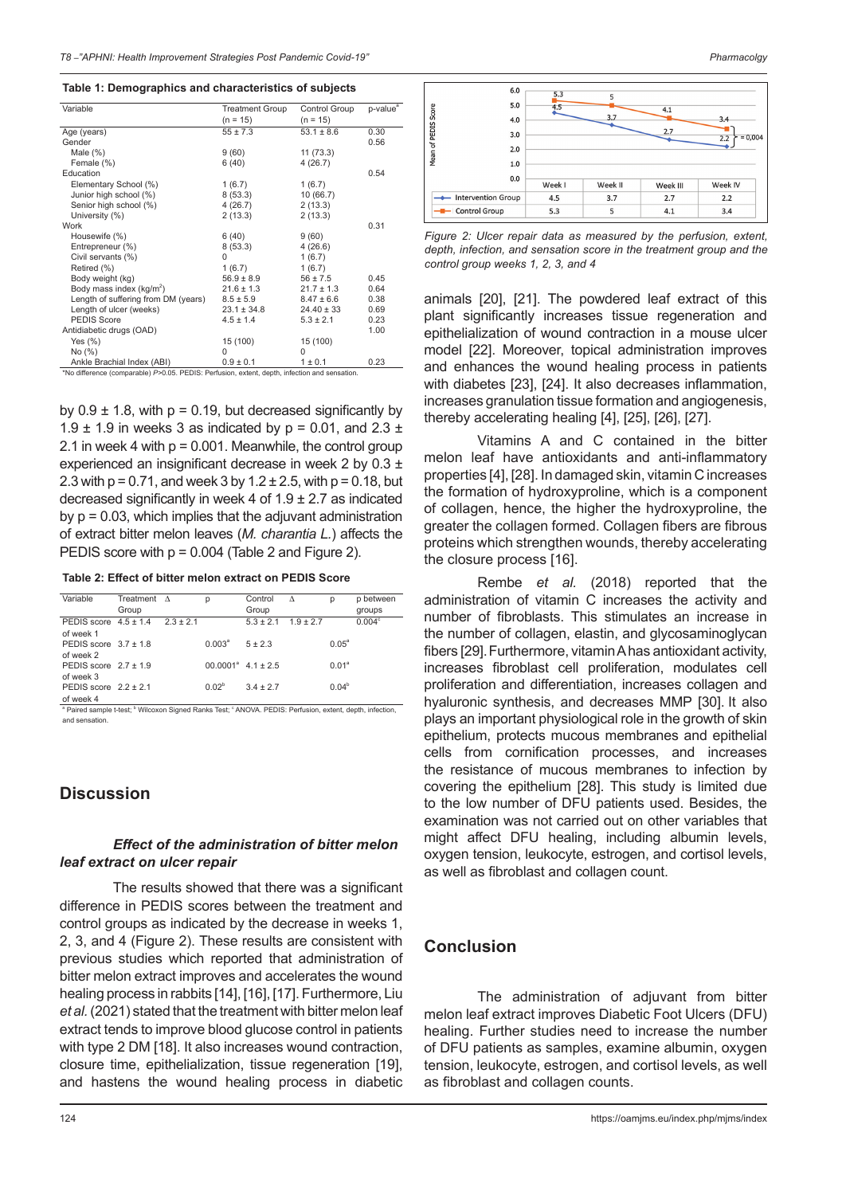**Table 1: Demographics and characteristics of subjects**

| Variable | Treatment Group (n = 15) | Control Group (n = 15) | p-value[a] |
|---|---|---|---|
| Age (years) | 55 ± 7.3 | 53.1 ± 8.6 | 0.30 |
| Gender | | | 0.56 |
| Male (%) | 9 (60) | 11 (73.3) | |
| Female (%) | 6 (40) | 4 (26.7) | |
| Education | | | 0.54 |
| Elementary School (%) | 1 (6.7) | 1 (6.7) | |
| Junior high school (%) | 8 (53.3) | 10 (66.7) | |
| Senior high school (%) | 4 (26.7) | 2 (13.3) | |
| University (%) | 2 (13.3) | 2 (13.3) | |
| Work | | | 0.31 |
| Housewife (%) | 6 (40) | 9 (60) | |
| Entrepreneur (%) | 8 (53.3) | 4 (26.6) | |
| Civil servants (%) | 0 | 1 (6.7) | |
| Retired (%) | 1 (6.7) | 1 (6.7) | |
| Body weight (kg) | 56.9 ± 8.9 | 56 ± 7.5 | 0.45 |
| Body mass index (kg/m$^2$) | 21.6 ± 1.3 | 21.7 ± 1.3 | 0.64 |
| Length of suffering from DM (years) | 8.5 ± 5.9 | 8.47 ± 6.6 | 0.38 |
| Length of ulcer (weeks) | 23.1 ± 34.8 | 24.40 ± 33 | 0.69 |
| PEDIS Score | 4.5 ± 1.4 | 5.3 ± 2.1 | 0.23 |
| Antidiabetic drugs (OAD) | | | 1.00 |
| Yes (%) | 15 (100) | 15 (100) | |
| No (%) | 0 | 0 | |
| Ankle Brachial Index (ABI) | 0.9 ± 0.1 | 1 ± 0.1 | 0.23 |

*No difference (comparable) $P>0.05$. PEDIS: Perfusion, extent, depth, infection and sensation.

by 0.9 ± 1.8, with p = 0.19, but decreased significantly by 1.9 ± 1.9 in weeks 3 as indicated by p = 0.01, and 2.3 ± 2.1 in week 4 with p = 0.001. Meanwhile, the control group experienced an insignificant decrease in week 2 by 0.3 ± 2.3 with p = 0.71, and week 3 by 1.2 ± 2.5, with p = 0.18, but decreased significantly in week 4 of 1.9 ± 2.7 as indicated by p = 0.03, which implies that the adjuvant administration of extract bitter melon leaves (*M. charantia L.*) affects the PEDIS score with p = 0.004 (Table 2 and Figure 2).

**Table 2: Effect of bitter melon extract on PEDIS Score**

| Variable | Treatment Group | Δ | p | Control Group | Δ | p | p between groups |
|---|---|---|---|---|---|---|---|
| PEDIS score of week 1 | 4.5 ± 1.4 | 2.3 ± 2.1 | | 5.3 ± 2.1 | 1.9 ± 2.7 | | 0.004[c] |
| PEDIS score of week 2 | 3.7 ± 1.8 | | 0.003[a] | 5 ± 2.3 | | 0.05[a] | |
| PEDIS score of week 3 | 2.7 ± 1.9 | | 00.0001[a] | 4.1 ± 2.5 | | 0.01[a] | |
| PEDIS score of week 4 | 2.2 ± 2.1 | | 0.02[b] | 3.4 ± 2.7 | | 0.04[b] | |

[a] Paired sample t-test; [b] Wilcoxon Signed Ranks Test; [c] ANOVA. PEDIS: Perfusion, extent, depth, infection, and sensation.

## Discussion

### *Effect of the administration of bitter melon leaf extract on ulcer repair*

The results showed that there was a significant difference in PEDIS scores between the treatment and control groups as indicated by the decrease in weeks 1, 2, 3, and 4 (Figure 2). These results are consistent with previous studies which reported that administration of bitter melon extract improves and accelerates the wound healing process in rabbits [14], [16], [17]. Furthermore, Liu *et al.* (2021) stated that the treatment with bitter melon leaf extract tends to improve blood glucose control in patients with type 2 DM [18]. It also increases wound contraction, closure time, epithelialization, tissue regeneration [19], and hastens the wound healing process in diabetic animals [20], [21]. The powdered leaf extract of this plant significantly increases tissue regeneration and epithelialization of wound contraction in a mouse ulcer model [22]. Moreover, topical administration improves and enhances the wound healing process in patients with diabetes [23], [24]. It also decreases inflammation, increases granulation tissue formation and angiogenesis, thereby accelerating healing [4], [25], [26], [27].

*Figure 2: Ulcer repair data as measured by the perfusion, extent, depth, infection, and sensation score in the treatment group and the control group weeks 1, 2, 3, and 4*

Vitamins A and C contained in the bitter melon leaf have antioxidants and anti-inflammatory properties [4], [28]. In damaged skin, vitamin C increases the formation of hydroxyproline, which is a component of collagen, hence, the higher the hydroxyproline, the greater the collagen formed. Collagen fibers are fibrous proteins which strengthen wounds, thereby accelerating the closure process [16].

Rembe *et al.* (2018) reported that the administration of vitamin C increases the activity and number of fibroblasts. This stimulates an increase in the number of collagen, elastin, and glycosaminoglycan fibers [29]. Furthermore, vitamin A has antioxidant activity, increases fibroblast cell proliferation, modulates cell proliferation and differentiation, increases collagen and hyaluronic synthesis, and decreases MMP [30]. It also plays an important physiological role in the growth of skin epithelium, protects mucous membranes and epithelial cells from cornification processes, and increases the resistance of mucous membranes to infection by covering the epithelium [28]. This study is limited due to the low number of DFU patients used. Besides, the examination was not carried out on other variables that might affect DFU healing, including albumin levels, oxygen tension, leukocyte, estrogen, and cortisol levels, as well as fibroblast and collagen count.

## Conclusion

The administration of adjuvant from bitter melon leaf extract improves Diabetic Foot Ulcers (DFU) healing. Further studies need to increase the number of DFU patients as samples, examine albumin, oxygen tension, leukocyte, estrogen, and cortisol levels, as well as fibroblast and collagen counts.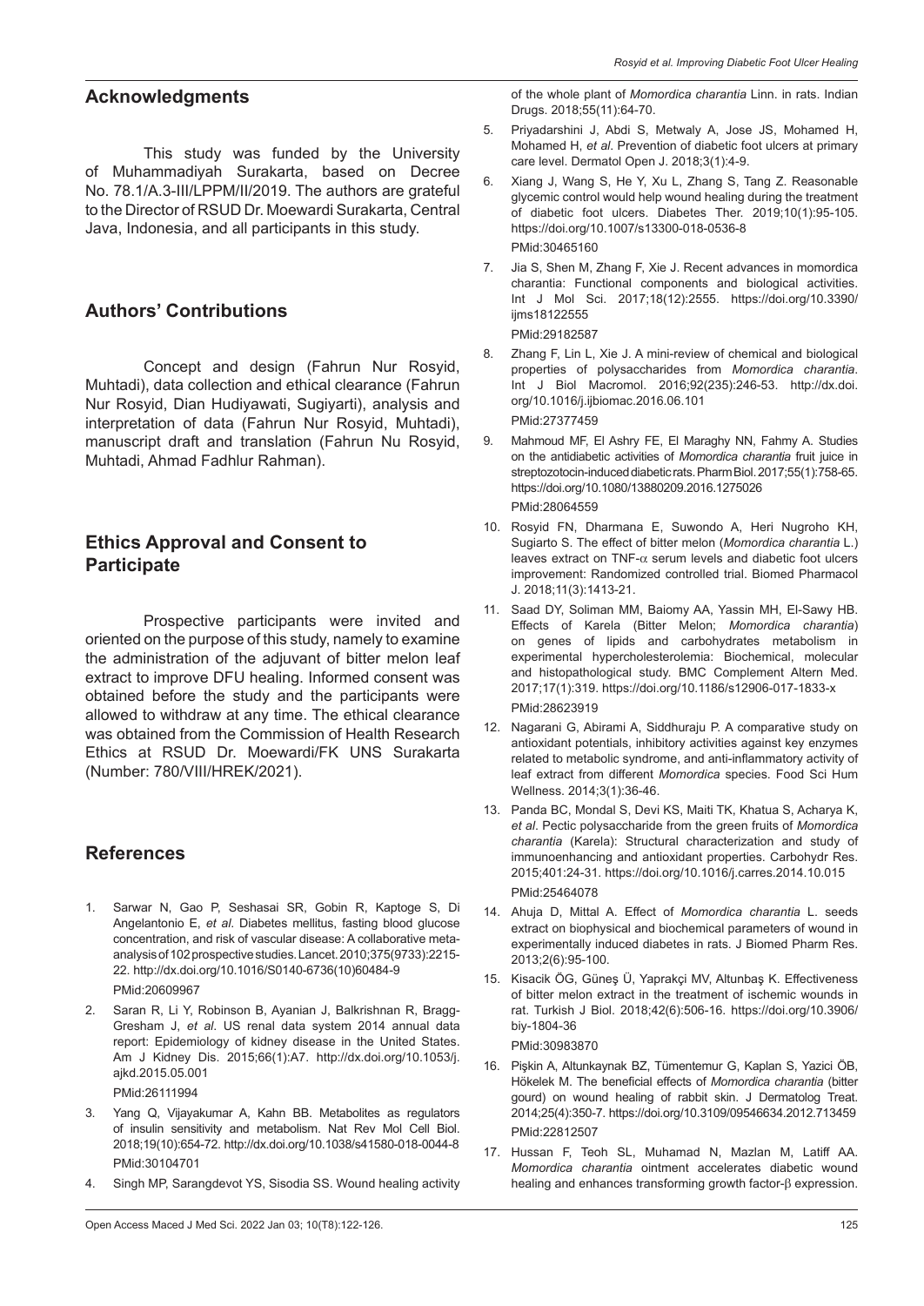## Acknowledgments

This study was funded by the University of Muhammadiyah Surakarta, based on Decree No. 78.1/A.3-III/LPPM/II/2019. The authors are grateful to the Director of RSUD Dr. Moewardi Surakarta, Central Java, Indonesia, and all participants in this study.

## Authors' Contributions

Concept and design (Fahrun Nur Rosyid, Muhtadi), data collection and ethical clearance (Fahrun Nur Rosyid, Dian Hudiyawati, Sugiyarti), analysis and interpretation of data (Fahrun Nur Rosyid, Muhtadi), manuscript draft and translation (Fahrun Nu Rosyid, Muhtadi, Ahmad Fadhlur Rahman).

## Ethics Approval and Consent to Participate

Prospective participants were invited and oriented on the purpose of this study, namely to examine the administration of the adjuvant of bitter melon leaf extract to improve DFU healing. Informed consent was obtained before the study and the participants were allowed to withdraw at any time. The ethical clearance was obtained from the Commission of Health Research Ethics at RSUD Dr. Moewardi/FK UNS Surakarta (Number: 780/VIII/HREK/2021).

## References

1. Sarwar N, Gao P, Seshasai SR, Gobin R, Kaptoge S, Di Angelantonio E, *et al*. Diabetes mellitus, fasting blood glucose concentration, and risk of vascular disease: A collaborative meta-analysis of 102 prospective studies. Lancet. 2010;375(9733):2215-22. http://dx.doi.org/10.1016/S0140-6736(10)60484-9
   PMid:20609967
2. Saran R, Li Y, Robinson B, Ayanian J, Balkrishnan R, Bragg-Gresham J, *et al*. US renal data system 2014 annual data report: Epidemiology of kidney disease in the United States. Am J Kidney Dis. 2015;66(1):A7. http://dx.doi.org/10.1053/j.ajkd.2015.05.001
   PMid:26111994
3. Yang Q, Vijayakumar A, Kahn BB. Metabolites as regulators of insulin sensitivity and metabolism. Nat Rev Mol Cell Biol. 2018;19(10):654-72. http://dx.doi.org/10.1038/s41580-018-0044-8
   PMid:30104701
4. Singh MP, Sarangdevot YS, Sisodia SS. Wound healing activity of the whole plant of *Momordica charantia* Linn. in rats. Indian Drugs. 2018;55(11):64-70.
5. Priyadarshini J, Abdi S, Metwaly A, Jose JS, Mohamed H, Mohamed H, *et al*. Prevention of diabetic foot ulcers at primary care level. Dermatol Open J. 2018;3(1):4-9.
6. Xiang J, Wang S, He Y, Xu L, Zhang S, Tang Z. Reasonable glycemic control would help wound healing during the treatment of diabetic foot ulcers. Diabetes Ther. 2019;10(1):95-105. https://doi.org/10.1007/s13300-018-0536-8
   PMid:30465160
7. Jia S, Shen M, Zhang F, Xie J. Recent advances in momordica charantia: Functional components and biological activities. Int J Mol Sci. 2017;18(12):2555. https://doi.org/10.3390/ijms18122555
   PMid:29182587
8. Zhang F, Lin L, Xie J. A mini-review of chemical and biological properties of polysaccharides from *Momordica charantia*. Int J Biol Macromol. 2016;92(235):246-53. http://dx.doi.org/10.1016/j.ijbiomac.2016.06.101
   PMid:27377459
9. Mahmoud MF, El Ashry FE, El Maraghy NN, Fahmy A. Studies on the antidiabetic activities of *Momordica charantia* fruit juice in streptozotocin-induced diabetic rats. Pharm Biol. 2017;55(1):758-65. https://doi.org/10.1080/13880209.2016.1275026
   PMid:28064559
10. Rosyid FN, Dharmana E, Suwondo A, Heri Nugroho KH, Sugiarto S. The effect of bitter melon (*Momordica charantia* L.) leaves extract on TNF-$\alpha$ serum levels and diabetic foot ulcers improvement: Randomized controlled trial. Biomed Pharmacol J. 2018;11(3):1413-21.
11. Saad DY, Soliman MM, Baiomy AA, Yassin MH, El-Sawy HB. Effects of Karela (Bitter Melon; *Momordica charantia*) on genes of lipids and carbohydrates metabolism in experimental hypercholesterolemia: Biochemical, molecular and histopathological study. BMC Complement Altern Med. 2017;17(1):319. https://doi.org/10.1186/s12906-017-1833-x
    PMid:28623919
12. Nagarani G, Abirami A, Siddhuraju P. A comparative study on antioxidant potentials, inhibitory activities against key enzymes related to metabolic syndrome, and anti-inflammatory activity of leaf extract from different *Momordica* species. Food Sci Hum Wellness. 2014;3(1):36-46.
13. Panda BC, Mondal S, Devi KS, Maiti TK, Khatua S, Acharya K, *et al*. Pectic polysaccharide from the green fruits of *Momordica charantia* (Karela): Structural characterization and study of immunoenhancing and antioxidant properties. Carbohydr Res. 2015;401:24-31. https://doi.org/10.1016/j.carres.2014.10.015
    PMid:25464078
14. Ahuja D, Mittal A. Effect of *Momordica charantia* L. seeds extract on biophysical and biochemical parameters of wound in experimentally induced diabetes in rats. J Biomed Pharm Res. 2013;2(6):95-100.
15. Kisacik ÖG, Güneş Ü, Yaprakçi MV, Altunbaş K. Effectiveness of bitter melon extract in the treatment of ischemic wounds in rat. Turkish J Biol. 2018;42(6):506-16. https://doi.org/10.3906/biy-1804-36
    PMid:30983870
16. Pişkin A, Altunkaynak BZ, Tümentemur G, Kaplan S, Yazici ÖB, Hökelek M. The beneficial effects of *Momordica charantia* (bitter gourd) on wound healing of rabbit skin. J Dermatolog Treat. 2014;25(4):350-7. https://doi.org/10.3109/09546634.2012.713459
    PMid:22812507
17. Hussan F, Teoh SL, Muhamad N, Mazlan M, Latiff AA. *Momordica charantia* ointment accelerates diabetic wound healing and enhances transforming growth factor-$\beta$ expression.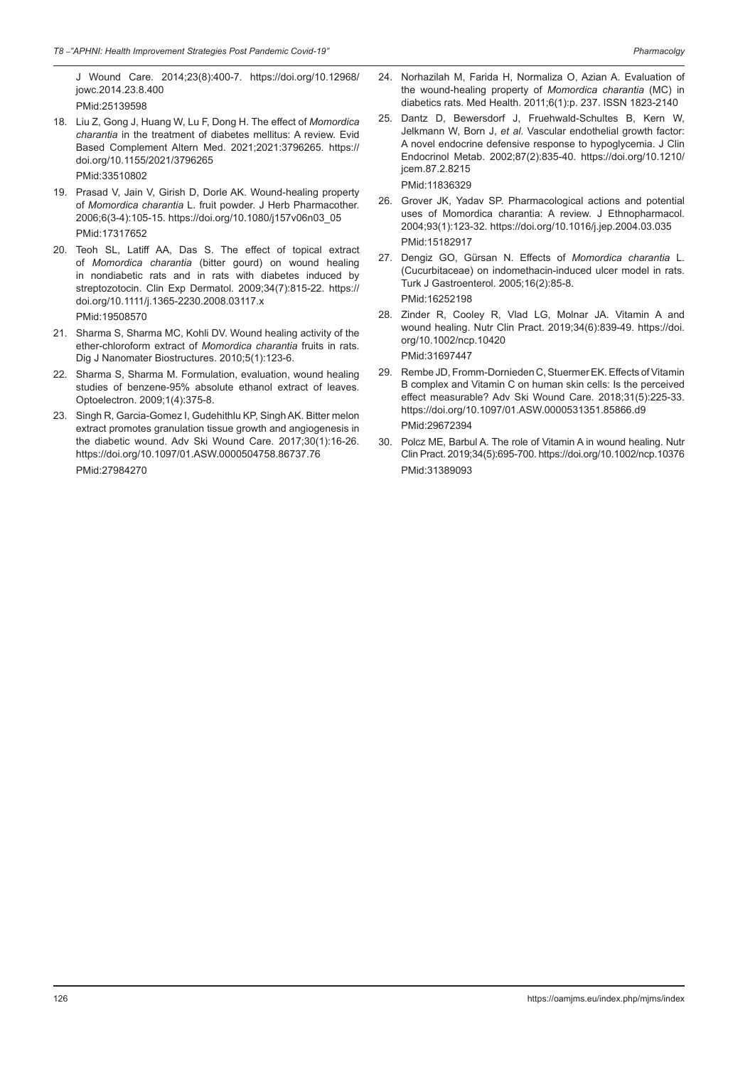J Wound Care. 2014;23(8):400-7. https://doi.org/10.12968/jowc.2014.23.8.400
PMid:25139598

18. Liu Z, Gong J, Huang W, Lu F, Dong H. The effect of *Momordica charantia* in the treatment of diabetes mellitus: A review. Evid Based Complement Altern Med. 2021;2021:3796265. https://doi.org/10.1155/2021/3796265
PMid:33510802
19. Prasad V, Jain V, Girish D, Dorle AK. Wound-healing property of *Momordica charantia* L. fruit powder. J Herb Pharmacother. 2006;6(3-4):105-15. https://doi.org/10.1080/j157v06n03_05
PMid:17317652
20. Teoh SL, Latiff AA, Das S. The effect of topical extract of *Momordica charantia* (bitter gourd) on wound healing in nondiabetic rats and in rats with diabetes induced by streptozotocin. Clin Exp Dermatol. 2009;34(7):815-22. https://doi.org/10.1111/j.1365-2230.2008.03117.x
PMid:19508570
21. Sharma S, Sharma MC, Kohli DV. Wound healing activity of the ether-chloroform extract of *Momordica charantia* fruits in rats. Dig J Nanomater Biostructures. 2010;5(1):123-6.
22. Sharma S, Sharma M. Formulation, evaluation, wound healing studies of benzene-95% absolute ethanol extract of leaves. Optoelectron. 2009;1(4):375-8.
23. Singh R, Garcia-Gomez I, Gudehithlu KP, Singh AK. Bitter melon extract promotes granulation tissue growth and angiogenesis in the diabetic wound. Adv Ski Wound Care. 2017;30(1):16-26. https://doi.org/10.1097/01.ASW.0000504758.86737.76
PMid:27984270
24. Norhazilah M, Farida H, Normaliza O, Azian A. Evaluation of the wound-healing property of *Momordica charantia* (MC) in diabetics rats. Med Health. 2011;6(1):p. 237. ISSN 1823-2140
25. Dantz D, Bewersdorf J, Fruehwald-Schultes B, Kern W, Jelkmann W, Born J, *et al*. Vascular endothelial growth factor: A novel endocrine defensive response to hypoglycemia. J Clin Endocrinol Metab. 2002;87(2):835-40. https://doi.org/10.1210/jcem.87.2.8215
PMid:11836329
26. Grover JK, Yadav SP. Pharmacological actions and potential uses of Momordica charantia: A review. J Ethnopharmacol. 2004;93(1):123-32. https://doi.org/10.1016/j.jep.2004.03.035
PMid:15182917
27. Dengiz GO, Gürsan N. Effects of *Momordica charantia* L. (Cucurbitaceae) on indomethacin-induced ulcer model in rats. Turk J Gastroenterol. 2005;16(2):85-8.
PMid:16252198
28. Zinder R, Cooley R, Vlad LG, Molnar JA. Vitamin A and wound healing. Nutr Clin Pract. 2019;34(6):839-49. https://doi.org/10.1002/ncp.10420
PMid:31697447
29. Rembe JD, Fromm-Dornieden C, Stuermer EK. Effects of Vitamin B complex and Vitamin C on human skin cells: Is the perceived effect measurable? Adv Ski Wound Care. 2018;31(5):225-33. https://doi.org/10.1097/01.ASW.0000531351.85866.d9
PMid:29672394
30. Polcz ME, Barbul A. The role of Vitamin A in wound healing. Nutr Clin Pract. 2019;34(5):695-700. https://doi.org/10.1002/ncp.10376
PMid:31389093